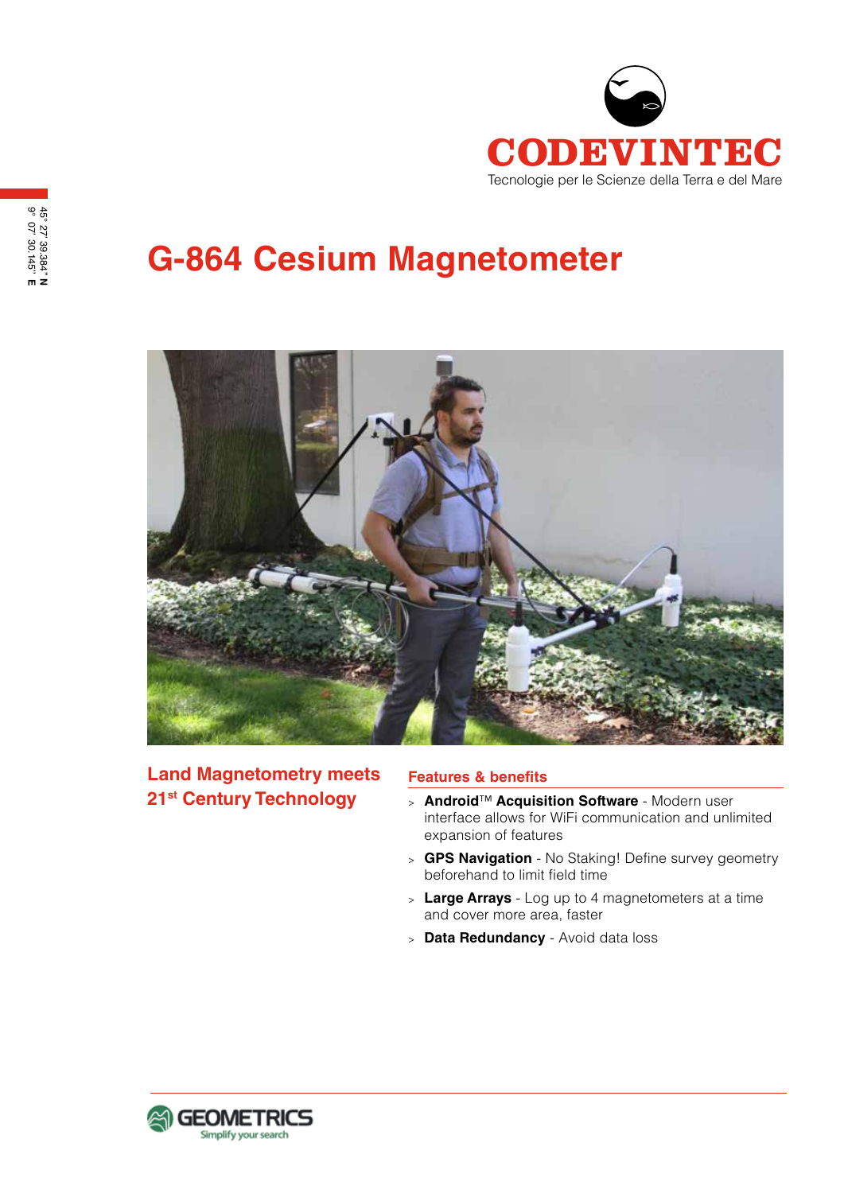CODEVINTEC

Tecnologie per le Scienze della Terra e del Mare

45° 27' 39.384" **N**
9° 07' 30.145" **E**

# G-864 Cesium Magnetometer

## Land Magnetometry meets 21st Century Technology

### Features & benefits

- **Android™ Acquisition Software** - Modern user interface allows for WiFi communication and unlimited expansion of features
- **GPS Navigation** - No Staking! Define survey geometry beforehand to limit field time
- **Large Arrays** - Log up to 4 magnetometers at a time and cover more area, faster
- **Data Redundancy** - Avoid data loss

GEOMETRICS
Simplify your search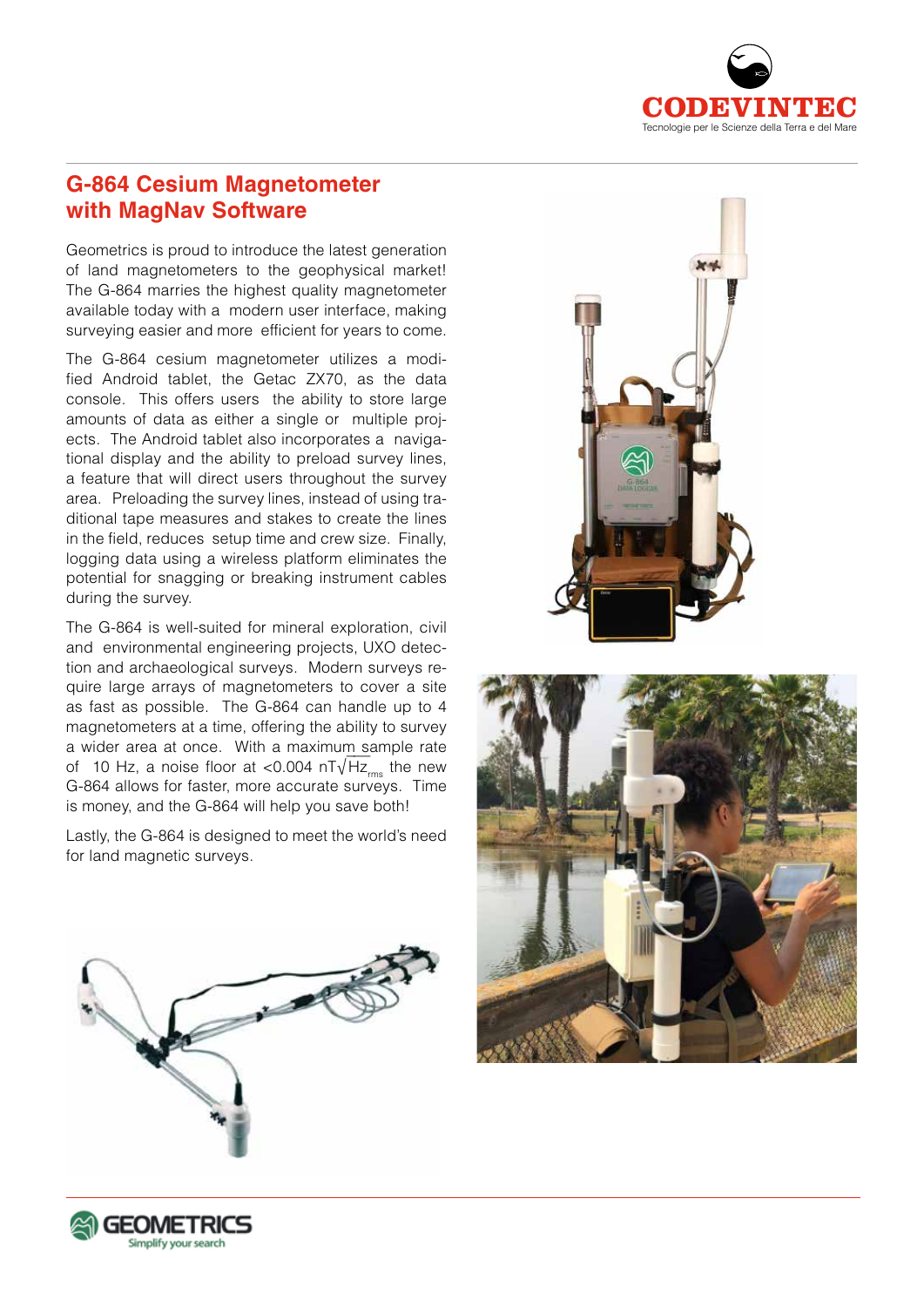## G-864 Cesium Magnetometer with MagNav Software

Geometrics is proud to introduce the latest generation of land magnetometers to the geophysical market! The G-864 marries the highest quality magnetometer available today with a modern user interface, making surveying easier and more efficient for years to come.

The G-864 cesium magnetometer utilizes a modified Android tablet, the Getac ZX70, as the data console. This offers users the ability to store large amounts of data as either a single or multiple projects. The Android tablet also incorporates a navigational display and the ability to preload survey lines, a feature that will direct users throughout the survey area. Preloading the survey lines, instead of using traditional tape measures and stakes to create the lines in the field, reduces setup time and crew size. Finally, logging data using a wireless platform eliminates the potential for snagging or breaking instrument cables during the survey.

The G-864 is well-suited for mineral exploration, civil and environmental engineering projects, UXO detection and archaeological surveys. Modern surveys require large arrays of magnetometers to cover a site as fast as possible. The G-864 can handle up to 4 magnetometers at a time, offering the ability to survey a wider area at once. With a maximum sample rate of 10 Hz, a noise floor at <0.004 $nT\sqrt{Hz}_{rms}$ the new G-864 allows for faster, more accurate surveys. Time is money, and the G-864 will help you save both!

Lastly, the G-864 is designed to meet the world's need for land magnetic surveys.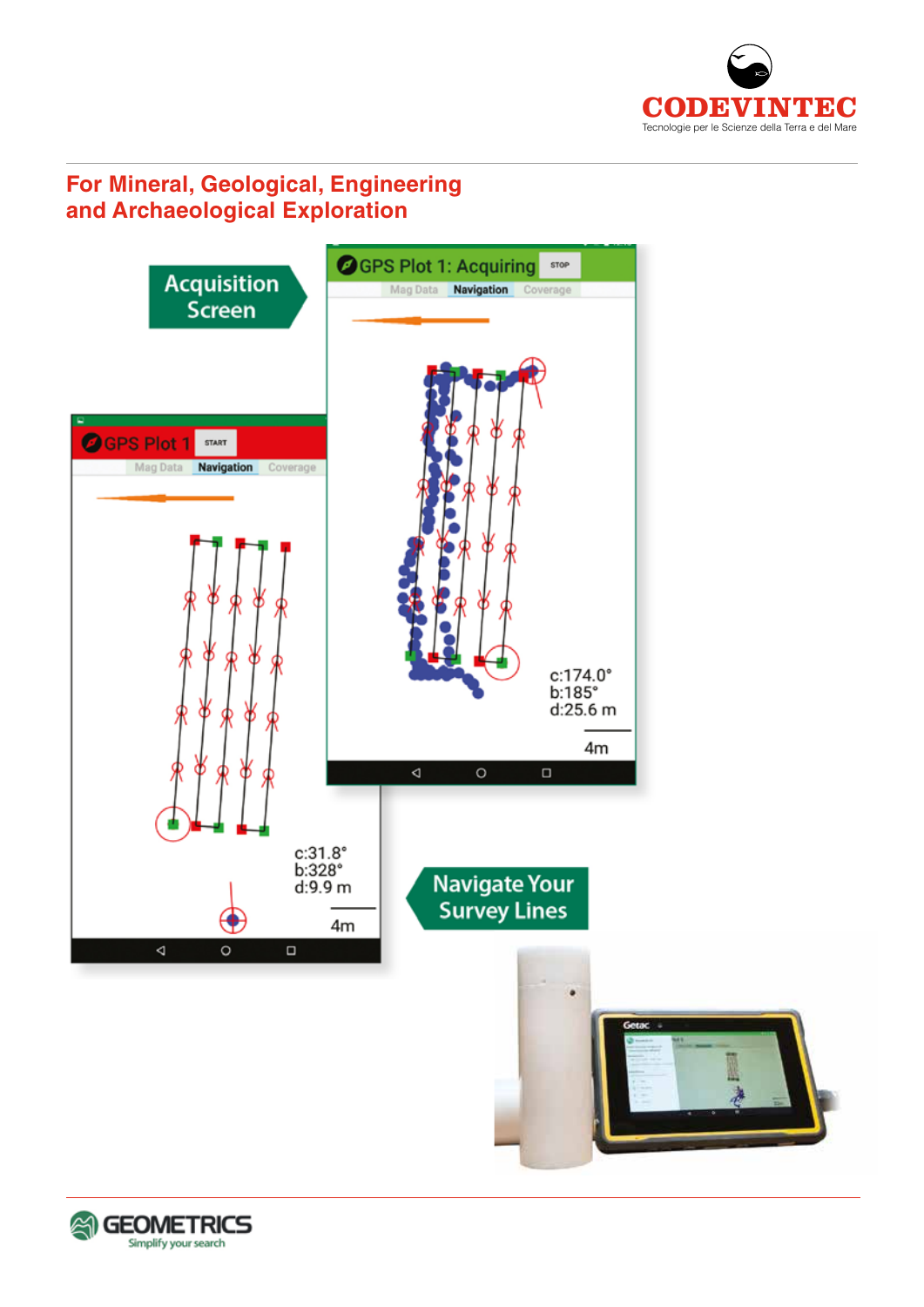## For Mineral, Geological, Engineering and Archaeological Exploration

Acquisition Screen

GPS Plot 1: Acquiring

STOP

Mag Data | Navigation | Coverage

c:174.0°
b:185°
d:25.6 m

4m

GPS Plot 1

START

Mag Data | Navigation | Coverage

c:31.8°
b:328°
d:9.9 m

4m

Navigate Your Survey Lines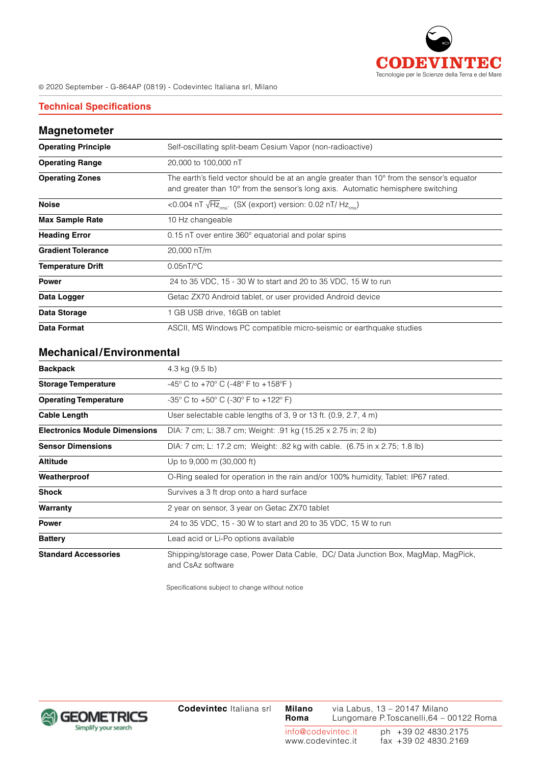CODEVINTEC

Tecnologie per le Scienze della Terra e del Mare

© 2020 September - G-864AP (0819) - Codevintec Italiana srl, Milano

## Technical Specifications

### Magnetometer

| | |
|---|---|
| **Operating Principle** | Self-oscillating split-beam Cesium Vapor (non-radioactive) |
| **Operating Range** | 20,000 to 100,000 nT |
| **Operating Zones** | The earth's field vector should be at an angle greater than 10° from the sensor's equator and greater than 10° from the sensor's long axis. Automatic hemisphere switching |
| **Noise** | <0.004 nT $\sqrt{Hz}_{rms}$. (SX (export) version: 0.02 nT/ $Hz_{rms}$) |
| **Max Sample Rate** | 10 Hz changeable |
| **Heading Error** | 0.15 nT over entire 360° equatorial and polar spins |
| **Gradient Tolerance** | 20,000 nT/m |
| **Temperature Drift** | 0.05nT/°C |
| **Power** | 24 to 35 VDC, 15 - 30 W to start and 20 to 35 VDC, 15 W to run |
| **Data Logger** | Getac ZX70 Android tablet, or user provided Android device |
| **Data Storage** | 1 GB USB drive, 16GB on tablet |
| **Data Format** | ASCII, MS Windows PC compatible micro-seismic or earthquake studies |

### Mechanical/Environmental

| | |
|---|---|
| **Backpack** | 4.3 kg (9.5 lb) |
| **Storage Temperature** | -45° C to +70° C (-48° F to +158°F ) |
| **Operating Temperature** | -35° C to +50° C (-30° F to +122° F) |
| **Cable Length** | User selectable cable lengths of 3, 9 or 13 ft. (0.9, 2.7, 4 m) |
| **Electronics Module Dimensions** | DIA: 7 cm; L: 38.7 cm; Weight: .91 kg (15.25 x 2.75 in; 2 lb) |
| **Sensor Dimensions** | DIA: 7 cm; L: 17.2 cm; Weight: .82 kg with cable. (6.75 in x 2.75; 1.8 lb) |
| **Altitude** | Up to 9,000 m (30,000 ft) |
| **Weatherproof** | O-Ring sealed for operation in the rain and/or 100% humidity, Tablet: IP67 rated. |
| **Shock** | Survives a 3 ft drop onto a hard surface |
| **Warranty** | 2 year on sensor, 3 year on Getac ZX70 tablet |
| **Power** | 24 to 35 VDC, 15 - 30 W to start and 20 to 35 VDC, 15 W to run |
| **Battery** | Lead acid or Li-Po options available |
| **Standard Accessories** | Shipping/storage case, Power Data Cable, DC/ Data Junction Box, MagMap, MagPick, and CsAz software |

Specifications subject to change without notice

GEOMETRICS Simplify your search

**Codevintec** Italiana srl

**Milano** via Labus, 13 – 20147 Milano
**Roma** Lungomare P.Toscanelli,64 – 00122 Roma

info@codevintec.it
www.codevintec.it

ph +39 02 4830.2175
fax +39 02 4830.2169